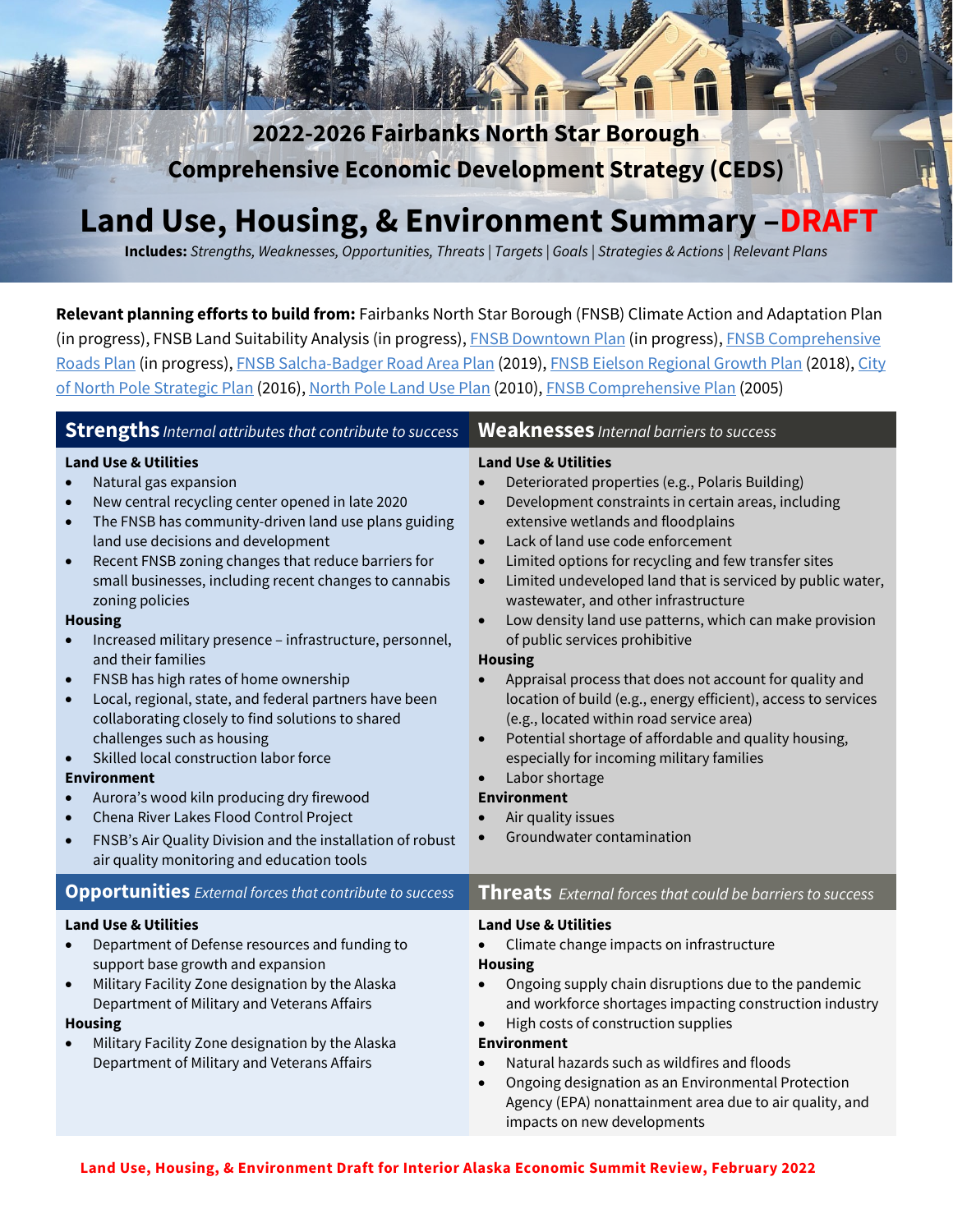# 2022-2026 Fairbanks North Star Borough Comprehensive Economic Development Strategy (CEDS)

# Land Use, Housing, & Environment Summary –DRAFT

**Includes:** *Strengths, Weaknesses, Opportunities, Threats* | *Targets* | *Goals* | *Strategies & Actions* | *Relevant Plans*

**Relevant planning efforts to build from:** Fairbanks North Star Borough (FNSB) Climate Action and Adaptation Plan (in progress), FNSB Land Suitability Analysis (in progress), FNSB Downtown Plan (in progress), FNSB Comprehensive Roads Plan (in progress), FNSB Salcha-Badger Road Area Plan (2019), FNSB Eielson Regional Growth Plan (2018), City of North Pole Strategic Plan (2016), North Pole Land Use Plan (2010), FNSB Comprehensive Plan (2005)

## Strengths *Internal attributes that contribute to success*

**Land Use & Utilities**

- Natural gas expansion
- New central recycling center opened in late 2020
- The FNSB has community-driven land use plans guiding land use decisions and development
- Recent FNSB zoning changes that reduce barriers for small businesses, including recent changes to cannabis zoning policies

**Housing**

- Increased military presence – infrastructure, personnel, and their families
- FNSB has high rates of home ownership
- Local, regional, state, and federal partners have been collaborating closely to find solutions to shared challenges such as housing
- Skilled local construction labor force

**Environment**

- Aurora's wood kiln producing dry firewood
- Chena River Lakes Flood Control Project
- FNSB's Air Quality Division and the installation of robust air quality monitoring and education tools

## Weaknesses *Internal barriers to success*

**Land Use & Utilities**

- Deteriorated properties (e.g., Polaris Building)
- Development constraints in certain areas, including extensive wetlands and floodplains
- Lack of land use code enforcement
- Limited options for recycling and few transfer sites
- Limited undeveloped land that is serviced by public water, wastewater, and other infrastructure
- Low density land use patterns, which can make provision of public services prohibitive

**Housing**

- Appraisal process that does not account for quality and location of build (e.g., energy efficient), access to services (e.g., located within road service area)
- Potential shortage of affordable and quality housing, especially for incoming military families
- Labor shortage

**Environment**

- Air quality issues
- Groundwater contamination

## Opportunities *External forces that contribute to success*

**Land Use & Utilities**

- Department of Defense resources and funding to support base growth and expansion
- Military Facility Zone designation by the Alaska Department of Military and Veterans Affairs

**Housing**

- Military Facility Zone designation by the Alaska Department of Military and Veterans Affairs

## Threats *External forces that could be barriers to success*

**Land Use & Utilities**

- Climate change impacts on infrastructure

**Housing**

- Ongoing supply chain disruptions due to the pandemic and workforce shortages impacting construction industry
- High costs of construction supplies

**Environment**

- Natural hazards such as wildfires and floods
- Ongoing designation as an Environmental Protection Agency (EPA) nonattainment area due to air quality, and impacts on new developments

Land Use, Housing, & Environment Draft for Interior Alaska Economic Summit Review, February 2022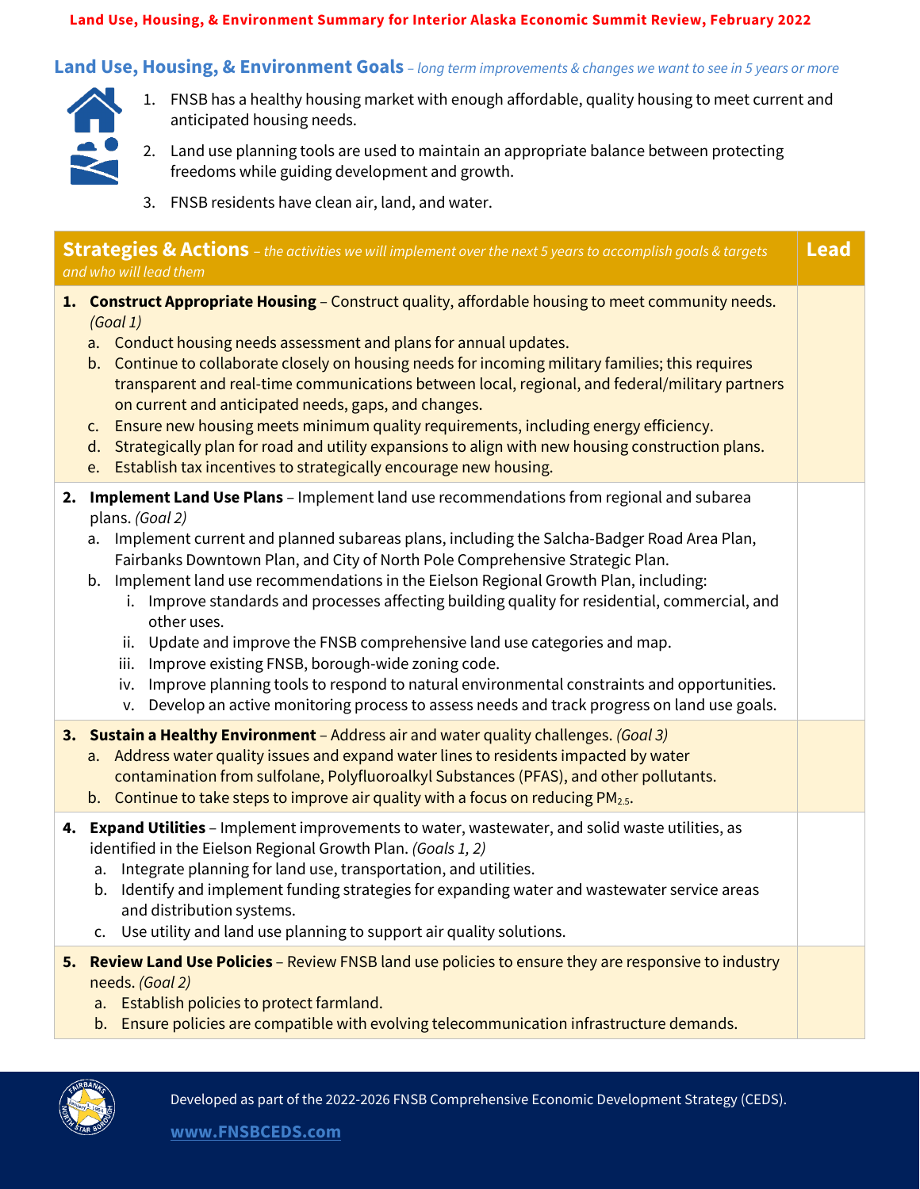**Land Use, Housing, & Environment Summary for Interior Alaska Economic Summit Review, February 2022**

## Land Use, Housing, & Environment Goals – *long term improvements & changes we want to see in 5 years or more*

1. FNSB has a healthy housing market with enough affordable, quality housing to meet current and anticipated housing needs.
2. Land use planning tools are used to maintain an appropriate balance between protecting freedoms while guiding development and growth.
3. FNSB residents have clean air, land, and water.

| **Strategies & Actions** – *the activities we will implement over the next 5 years to accomplish goals & targets and who will lead them* | **Lead** |
|---|---|
| **1. Construct Appropriate Housing** – Construct quality, affordable housing to meet community needs. *(Goal 1)*<br>a. Conduct housing needs assessment and plans for annual updates.<br>b. Continue to collaborate closely on housing needs for incoming military families; this requires transparent and real-time communications between local, regional, and federal/military partners on current and anticipated needs, gaps, and changes.<br>c. Ensure new housing meets minimum quality requirements, including energy efficiency.<br>d. Strategically plan for road and utility expansions to align with new housing construction plans.<br>e. Establish tax incentives to strategically encourage new housing. | |
| **2. Implement Land Use Plans** – Implement land use recommendations from regional and subarea plans. *(Goal 2)*<br>a. Implement current and planned subareas plans, including the Salcha-Badger Road Area Plan, Fairbanks Downtown Plan, and City of North Pole Comprehensive Strategic Plan.<br>b. Implement land use recommendations in the Eielson Regional Growth Plan, including:<br>i. Improve standards and processes affecting building quality for residential, commercial, and other uses.<br>ii. Update and improve the FNSB comprehensive land use categories and map.<br>iii. Improve existing FNSB, borough-wide zoning code.<br>iv. Improve planning tools to respond to natural environmental constraints and opportunities.<br>v. Develop an active monitoring process to assess needs and track progress on land use goals. | |
| **3. Sustain a Healthy Environment** – Address air and water quality challenges. *(Goal 3)*<br>a. Address water quality issues and expand water lines to residents impacted by water contamination from sulfolane, Polyfluoroalkyl Substances (PFAS), and other pollutants.<br>b. Continue to take steps to improve air quality with a focus on reducing $PM_{2.5}$. | |
| **4. Expand Utilities** – Implement improvements to water, wastewater, and solid waste utilities, as identified in the Eielson Regional Growth Plan. *(Goals 1, 2)*<br>a. Integrate planning for land use, transportation, and utilities.<br>b. Identify and implement funding strategies for expanding water and wastewater service areas and distribution systems.<br>c. Use utility and land use planning to support air quality solutions. | |
| **5. Review Land Use Policies** – Review FNSB land use policies to ensure they are responsive to industry needs. *(Goal 2)*<br>a. Establish policies to protect farmland.<br>b. Ensure policies are compatible with evolving telecommunication infrastructure demands. | |

Developed as part of the 2022-2026 FNSB Comprehensive Economic Development Strategy (CEDS).

www.FNSBCEDS.com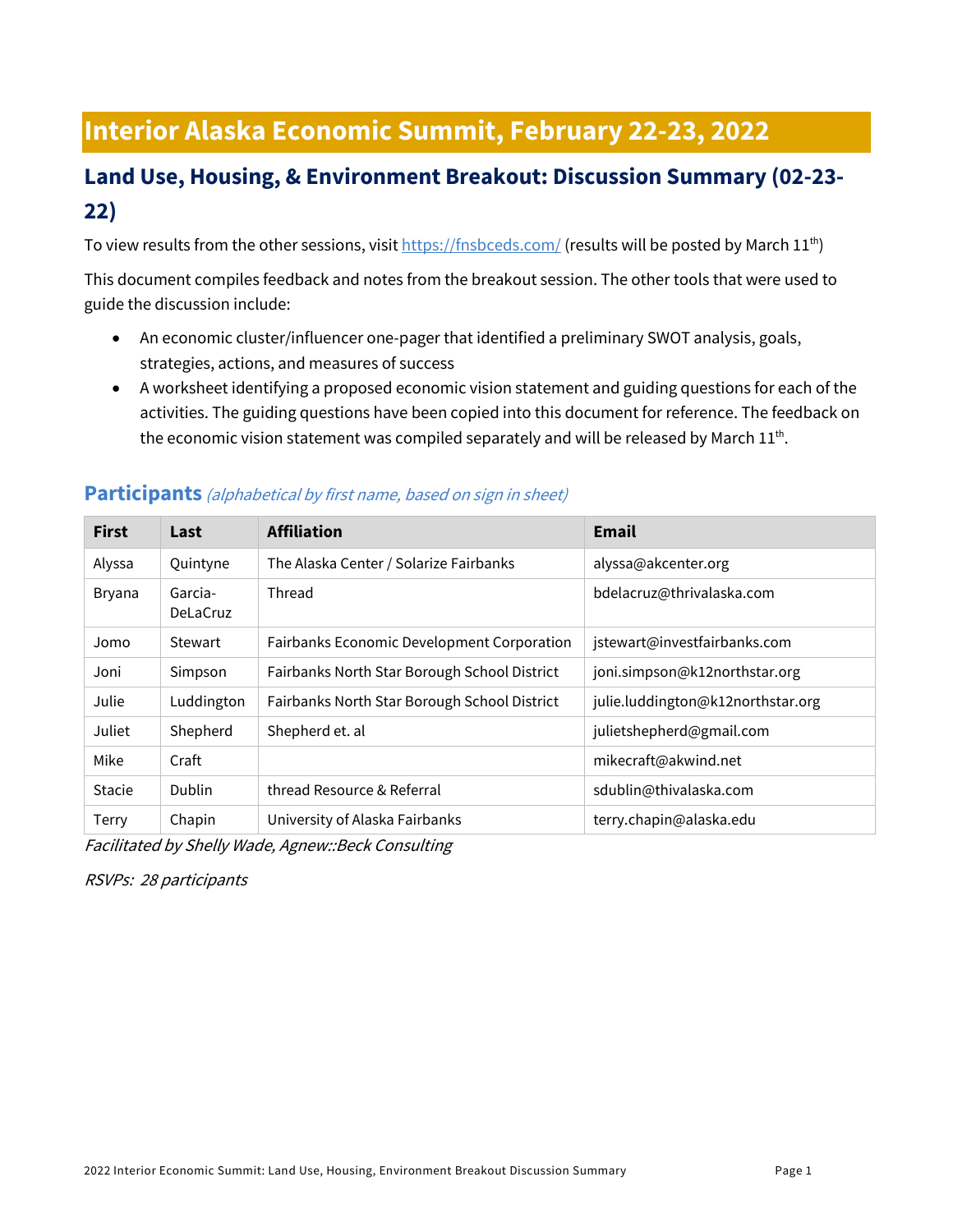# Interior Alaska Economic Summit, February 22-23, 2022

## Land Use, Housing, & Environment Breakout: Discussion Summary (02-23-22)

To view results from the other sessions, visit https://fnsbceds.com/ (results will be posted by March 11th)

This document compiles feedback and notes from the breakout session. The other tools that were used to guide the discussion include:

- An economic cluster/influencer one-pager that identified a preliminary SWOT analysis, goals, strategies, actions, and measures of success
- A worksheet identifying a proposed economic vision statement and guiding questions for each of the activities. The guiding questions have been copied into this document for reference. The feedback on the economic vision statement was compiled separately and will be released by March 11th.

### Participants *(alphabetical by first name, based on sign in sheet)*

| First | Last | Affiliation | Email |
|---|---|---|---|
| Alyssa | Quintyne | The Alaska Center / Solarize Fairbanks | alyssa@akcenter.org |
| Bryana | Garcia-DeLaCruz | Thread | bdelacruz@thrivalaska.com |
| Jomo | Stewart | Fairbanks Economic Development Corporation | jstewart@investfairbanks.com |
| Joni | Simpson | Fairbanks North Star Borough School District | joni.simpson@k12northstar.org |
| Julie | Luddington | Fairbanks North Star Borough School District | julie.luddington@k12northstar.org |
| Juliet | Shepherd | Shepherd et. al | julietshepherd@gmail.com |
| Mike | Craft | | mikecraft@akwind.net |
| Stacie | Dublin | thread Resource & Referral | sdublin@thivalaska.com |
| Terry | Chapin | University of Alaska Fairbanks | terry.chapin@alaska.edu |

*Facilitated by Shelly Wade, Agnew::Beck Consulting*

*RSVPs: 28 participants*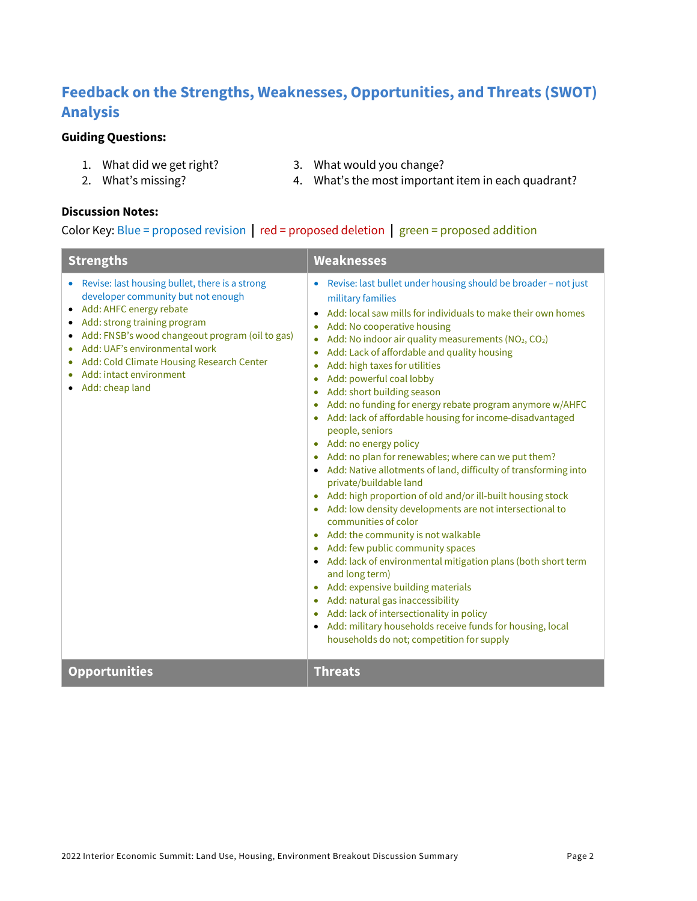## Feedback on the Strengths, Weaknesses, Opportunities, and Threats (SWOT) Analysis

**Guiding Questions:**

1. What did we get right?
2. What's missing?
3. What would you change?
4. What's the most important item in each quadrant?

**Discussion Notes:**

Color Key: Blue = proposed revision | red = proposed deletion | green = proposed addition

| Strengths | Weaknesses |
|---|---|
| • Revise: last housing bullet, there is a strong developer community but not enough<br>• Add: AHFC energy rebate<br>• Add: strong training program<br>• Add: FNSB's wood changeout program (oil to gas)<br>• Add: UAF's environmental work<br>• Add: Cold Climate Housing Research Center<br>• Add: intact environment<br>• Add: cheap land | • Revise: last bullet under housing should be broader – not just military families<br>• Add: local saw mills for individuals to make their own homes<br>• Add: No cooperative housing<br>• Add: No indoor air quality measurements ($NO_2$, $CO_2$)<br>• Add: Lack of affordable and quality housing<br>• Add: high taxes for utilities<br>• Add: powerful coal lobby<br>• Add: short building season<br>• Add: no funding for energy rebate program anymore w/AHFC<br>• Add: lack of affordable housing for income-disadvantaged people, seniors<br>• Add: no energy policy<br>• Add: no plan for renewables; where can we put them?<br>• Add: Native allotments of land, difficulty of transforming into private/buildable land<br>• Add: high proportion of old and/or ill-built housing stock<br>• Add: low density developments are not intersectional to communities of color<br>• Add: the community is not walkable<br>• Add: few public community spaces<br>• Add: lack of environmental mitigation plans (both short term and long term)<br>• Add: expensive building materials<br>• Add: natural gas inaccessibility<br>• Add: lack of intersectionality in policy<br>• Add: military households receive funds for housing, local households do not; competition for supply |
| **Opportunities** | **Threats** |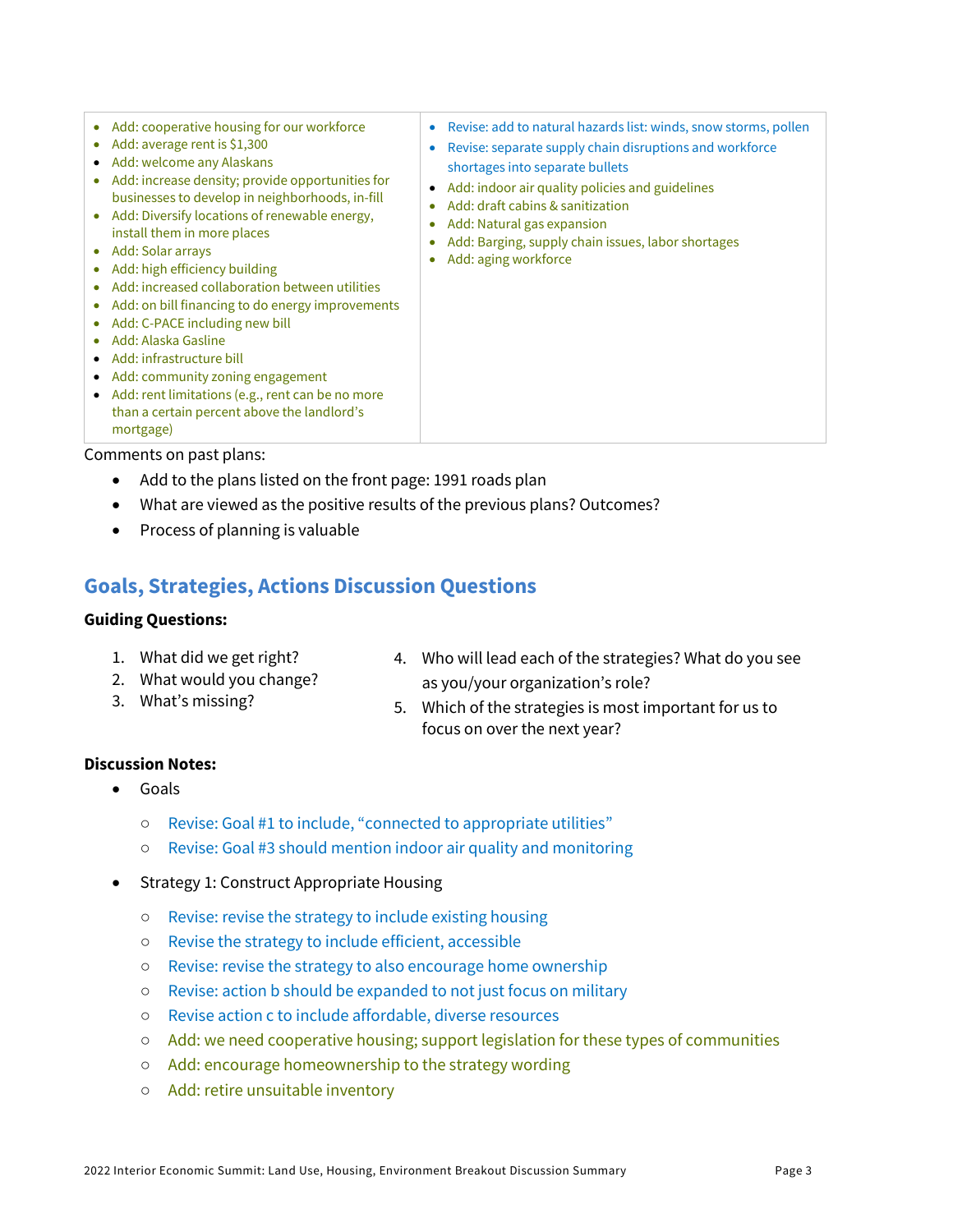| | |
|---|---|
| • Add: cooperative housing for our workforce<br>• Add: average rent is $1,300<br>• Add: welcome any Alaskans<br>• Add: increase density; provide opportunities for businesses to develop in neighborhoods, in-fill<br>• Add: Diversify locations of renewable energy, install them in more places<br>• Add: Solar arrays<br>• Add: high efficiency building<br>• Add: increased collaboration between utilities<br>• Add: on bill financing to do energy improvements<br>• Add: C-PACE including new bill<br>• Add: Alaska Gasline<br>• Add: infrastructure bill<br>• Add: community zoning engagement<br>• Add: rent limitations (e.g., rent can be no more than a certain percent above the landlord's mortgage) | • Revise: add to natural hazards list: winds, snow storms, pollen<br>• Revise: separate supply chain disruptions and workforce shortages into separate bullets<br>• Add: indoor air quality policies and guidelines<br>• Add: draft cabins & sanitization<br>• Add: Natural gas expansion<br>• Add: Barging, supply chain issues, labor shortages<br>• Add: aging workforce |

Comments on past plans:

- Add to the plans listed on the front page: 1991 roads plan
- What are viewed as the positive results of the previous plans? Outcomes?
- Process of planning is valuable

## Goals, Strategies, Actions Discussion Questions

**Guiding Questions:**

1. What did we get right?
2. What would you change?
3. What's missing?
4. Who will lead each of the strategies? What do you see as you/your organization's role?
5. Which of the strategies is most important for us to focus on over the next year?

**Discussion Notes:**

- Goals
  - Revise: Goal #1 to include, "connected to appropriate utilities"
  - Revise: Goal #3 should mention indoor air quality and monitoring
- Strategy 1: Construct Appropriate Housing
  - Revise: revise the strategy to include existing housing
  - Revise the strategy to include efficient, accessible
  - Revise: revise the strategy to also encourage home ownership
  - Revise: action b should be expanded to not just focus on military
  - Revise action c to include affordable, diverse resources
  - Add: we need cooperative housing; support legislation for these types of communities
  - Add: encourage homeownership to the strategy wording
  - Add: retire unsuitable inventory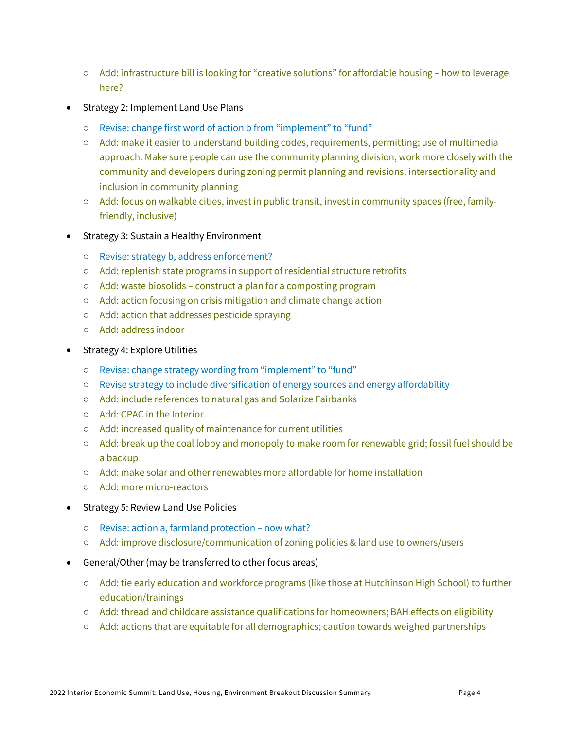- Add: infrastructure bill is looking for "creative solutions" for affordable housing – how to leverage here?

- Strategy 2: Implement Land Use Plans
  - Revise: change first word of action b from "implement" to "fund"
  - Add: make it easier to understand building codes, requirements, permitting; use of multimedia approach. Make sure people can use the community planning division, work more closely with the community and developers during zoning permit planning and revisions; intersectionality and inclusion in community planning
  - Add: focus on walkable cities, invest in public transit, invest in community spaces (free, family-friendly, inclusive)
- Strategy 3: Sustain a Healthy Environment
  - Revise: strategy b, address enforcement?
  - Add: replenish state programs in support of residential structure retrofits
  - Add: waste biosolids – construct a plan for a composting program
  - Add: action focusing on crisis mitigation and climate change action
  - Add: action that addresses pesticide spraying
  - Add: address indoor
- Strategy 4: Explore Utilities
  - Revise: change strategy wording from "implement" to "fund"
  - Revise strategy to include diversification of energy sources and energy affordability
  - Add: include references to natural gas and Solarize Fairbanks
  - Add: CPAC in the Interior
  - Add: increased quality of maintenance for current utilities
  - Add: break up the coal lobby and monopoly to make room for renewable grid; fossil fuel should be a backup
  - Add: make solar and other renewables more affordable for home installation
  - Add: more micro-reactors
- Strategy 5: Review Land Use Policies
  - Revise: action a, farmland protection – now what?
  - Add: improve disclosure/communication of zoning policies & land use to owners/users
- General/Other (may be transferred to other focus areas)
  - Add: tie early education and workforce programs (like those at Hutchinson High School) to further education/trainings
  - Add: thread and childcare assistance qualifications for homeowners; BAH effects on eligibility
  - Add: actions that are equitable for all demographics; caution towards weighed partnerships